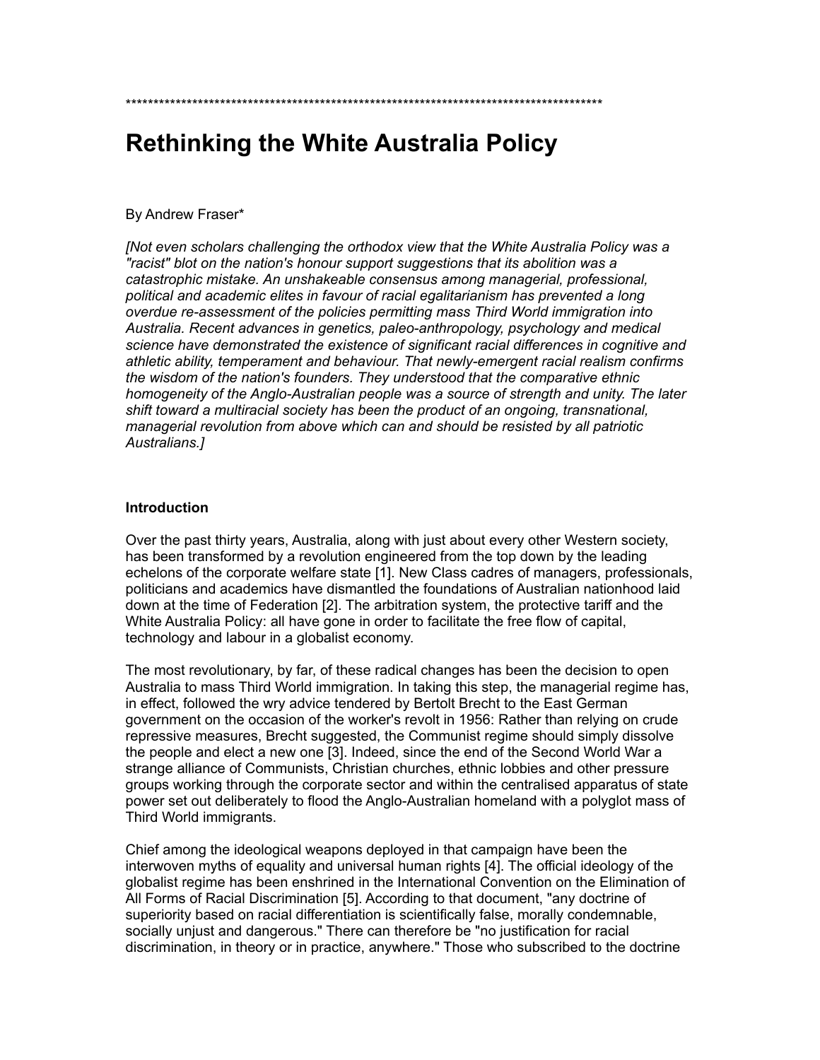*******************************************************************************************

# Rethinking the White Australia Policy

By Andrew Fraser*

*[Not even scholars challenging the orthodox view that the White Australia Policy was a "racist" blot on the nation's honour support suggestions that its abolition was a catastrophic mistake. An unshakeable consensus among managerial, professional, political and academic elites in favour of racial egalitarianism has prevented a long overdue re-assessment of the policies permitting mass Third World immigration into Australia. Recent advances in genetics, paleo-anthropology, psychology and medical science have demonstrated the existence of significant racial differences in cognitive and athletic ability, temperament and behaviour. That newly-emergent racial realism confirms the wisdom of the nation's founders. They understood that the comparative ethnic homogeneity of the Anglo-Australian people was a source of strength and unity. The later shift toward a multiracial society has been the product of an ongoing, transnational, managerial revolution from above which can and should be resisted by all patriotic Australians.]*

### Introduction

Over the past thirty years, Australia, along with just about every other Western society, has been transformed by a revolution engineered from the top down by the leading echelons of the corporate welfare state [1]. New Class cadres of managers, professionals, politicians and academics have dismantled the foundations of Australian nationhood laid down at the time of Federation [2]. The arbitration system, the protective tariff and the White Australia Policy: all have gone in order to facilitate the free flow of capital, technology and labour in a globalist economy.

The most revolutionary, by far, of these radical changes has been the decision to open Australia to mass Third World immigration. In taking this step, the managerial regime has, in effect, followed the wry advice tendered by Bertolt Brecht to the East German government on the occasion of the worker's revolt in 1956: Rather than relying on crude repressive measures, Brecht suggested, the Communist regime should simply dissolve the people and elect a new one [3]. Indeed, since the end of the Second World War a strange alliance of Communists, Christian churches, ethnic lobbies and other pressure groups working through the corporate sector and within the centralised apparatus of state power set out deliberately to flood the Anglo-Australian homeland with a polyglot mass of Third World immigrants.

Chief among the ideological weapons deployed in that campaign have been the interwoven myths of equality and universal human rights [4]. The official ideology of the globalist regime has been enshrined in the International Convention on the Elimination of All Forms of Racial Discrimination [5]. According to that document, "any doctrine of superiority based on racial differentiation is scientifically false, morally condemnable, socially unjust and dangerous." There can therefore be "no justification for racial discrimination, in theory or in practice, anywhere." Those who subscribed to the doctrine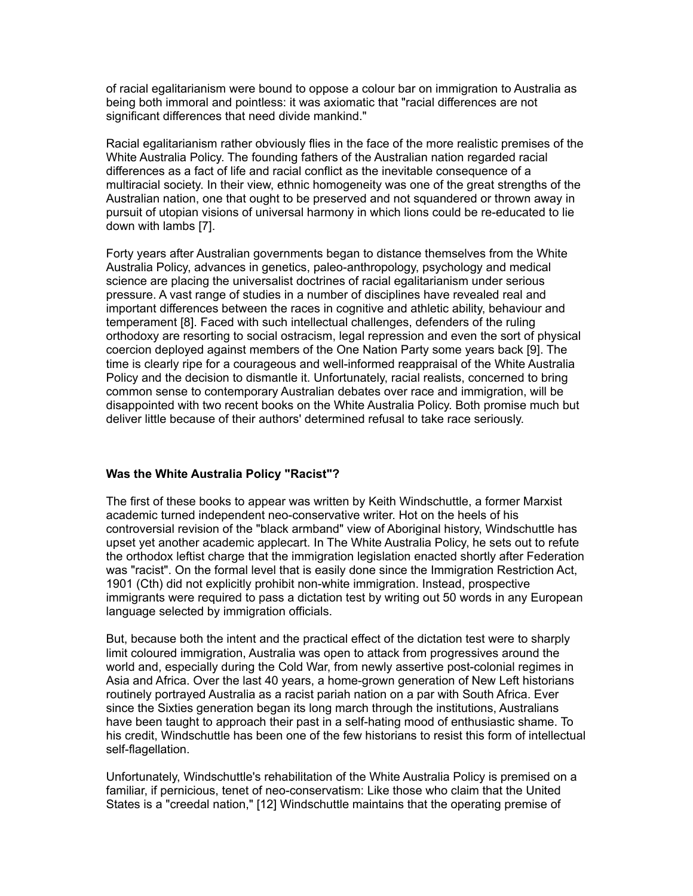of racial egalitarianism were bound to oppose a colour bar on immigration to Australia as being both immoral and pointless: it was axiomatic that "racial differences are not significant differences that need divide mankind."

Racial egalitarianism rather obviously flies in the face of the more realistic premises of the White Australia Policy. The founding fathers of the Australian nation regarded racial differences as a fact of life and racial conflict as the inevitable consequence of a multiracial society. In their view, ethnic homogeneity was one of the great strengths of the Australian nation, one that ought to be preserved and not squandered or thrown away in pursuit of utopian visions of universal harmony in which lions could be re-educated to lie down with lambs [7].

Forty years after Australian governments began to distance themselves from the White Australia Policy, advances in genetics, paleo-anthropology, psychology and medical science are placing the universalist doctrines of racial egalitarianism under serious pressure. A vast range of studies in a number of disciplines have revealed real and important differences between the races in cognitive and athletic ability, behaviour and temperament [8]. Faced with such intellectual challenges, defenders of the ruling orthodoxy are resorting to social ostracism, legal repression and even the sort of physical coercion deployed against members of the One Nation Party some years back [9]. The time is clearly ripe for a courageous and well-informed reappraisal of the White Australia Policy and the decision to dismantle it. Unfortunately, racial realists, concerned to bring common sense to contemporary Australian debates over race and immigration, will be disappointed with two recent books on the White Australia Policy. Both promise much but deliver little because of their authors' determined refusal to take race seriously.

### Was the White Australia Policy "Racist"?

The first of these books to appear was written by Keith Windschuttle, a former Marxist academic turned independent neo-conservative writer. Hot on the heels of his controversial revision of the "black armband" view of Aboriginal history, Windschuttle has upset yet another academic applecart. In The White Australia Policy, he sets out to refute the orthodox leftist charge that the immigration legislation enacted shortly after Federation was "racist". On the formal level that is easily done since the Immigration Restriction Act, 1901 (Cth) did not explicitly prohibit non-white immigration. Instead, prospective immigrants were required to pass a dictation test by writing out 50 words in any European language selected by immigration officials.

But, because both the intent and the practical effect of the dictation test were to sharply limit coloured immigration, Australia was open to attack from progressives around the world and, especially during the Cold War, from newly assertive post-colonial regimes in Asia and Africa. Over the last 40 years, a home-grown generation of New Left historians routinely portrayed Australia as a racist pariah nation on a par with South Africa. Ever since the Sixties generation began its long march through the institutions, Australians have been taught to approach their past in a self-hating mood of enthusiastic shame. To his credit, Windschuttle has been one of the few historians to resist this form of intellectual self-flagellation.

Unfortunately, Windschuttle's rehabilitation of the White Australia Policy is premised on a familiar, if pernicious, tenet of neo-conservatism: Like those who claim that the United States is a "creedal nation," [12] Windschuttle maintains that the operating premise of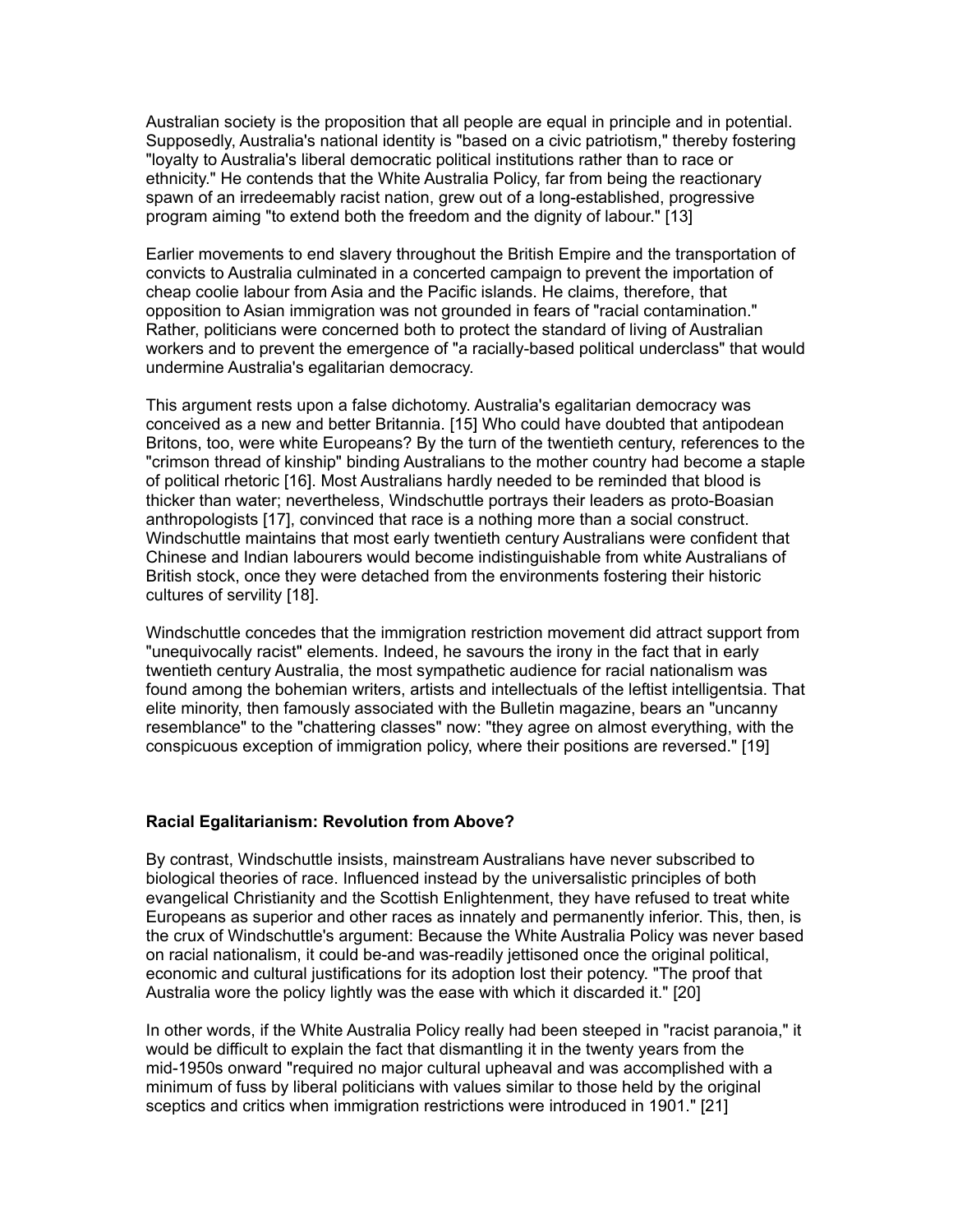Australian society is the proposition that all people are equal in principle and in potential. Supposedly, Australia's national identity is "based on a civic patriotism," thereby fostering "loyalty to Australia's liberal democratic political institutions rather than to race or ethnicity." He contends that the White Australia Policy, far from being the reactionary spawn of an irredeemably racist nation, grew out of a long-established, progressive program aiming "to extend both the freedom and the dignity of labour." [13]

Earlier movements to end slavery throughout the British Empire and the transportation of convicts to Australia culminated in a concerted campaign to prevent the importation of cheap coolie labour from Asia and the Pacific islands. He claims, therefore, that opposition to Asian immigration was not grounded in fears of "racial contamination." Rather, politicians were concerned both to protect the standard of living of Australian workers and to prevent the emergence of "a racially-based political underclass" that would undermine Australia's egalitarian democracy.

This argument rests upon a false dichotomy. Australia's egalitarian democracy was conceived as a new and better Britannia. [15] Who could have doubted that antipodean Britons, too, were white Europeans? By the turn of the twentieth century, references to the "crimson thread of kinship" binding Australians to the mother country had become a staple of political rhetoric [16]. Most Australians hardly needed to be reminded that blood is thicker than water; nevertheless, Windschuttle portrays their leaders as proto-Boasian anthropologists [17], convinced that race is a nothing more than a social construct. Windschuttle maintains that most early twentieth century Australians were confident that Chinese and Indian labourers would become indistinguishable from white Australians of British stock, once they were detached from the environments fostering their historic cultures of servility [18].

Windschuttle concedes that the immigration restriction movement did attract support from "unequivocally racist" elements. Indeed, he savours the irony in the fact that in early twentieth century Australia, the most sympathetic audience for racial nationalism was found among the bohemian writers, artists and intellectuals of the leftist intelligentsia. That elite minority, then famously associated with the Bulletin magazine, bears an "uncanny resemblance" to the "chattering classes" now: "they agree on almost everything, with the conspicuous exception of immigration policy, where their positions are reversed." [19]

### Racial Egalitarianism: Revolution from Above?

By contrast, Windschuttle insists, mainstream Australians have never subscribed to biological theories of race. Influenced instead by the universalistic principles of both evangelical Christianity and the Scottish Enlightenment, they have refused to treat white Europeans as superior and other races as innately and permanently inferior. This, then, is the crux of Windschuttle's argument: Because the White Australia Policy was never based on racial nationalism, it could be-and was-readily jettisoned once the original political, economic and cultural justifications for its adoption lost their potency. "The proof that Australia wore the policy lightly was the ease with which it discarded it." [20]

In other words, if the White Australia Policy really had been steeped in "racist paranoia," it would be difficult to explain the fact that dismantling it in the twenty years from the mid-1950s onward "required no major cultural upheaval and was accomplished with a minimum of fuss by liberal politicians with values similar to those held by the original sceptics and critics when immigration restrictions were introduced in 1901." [21]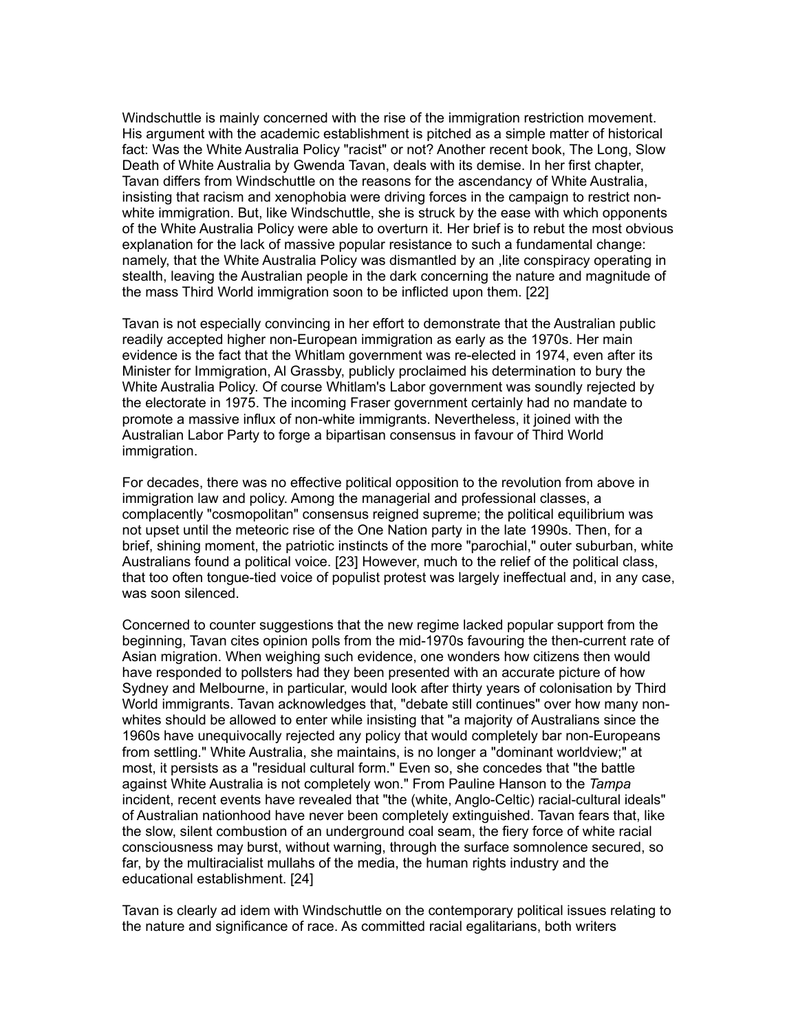Windschuttle is mainly concerned with the rise of the immigration restriction movement. His argument with the academic establishment is pitched as a simple matter of historical fact: Was the White Australia Policy "racist" or not? Another recent book, The Long, Slow Death of White Australia by Gwenda Tavan, deals with its demise. In her first chapter, Tavan differs from Windschuttle on the reasons for the ascendancy of White Australia, insisting that racism and xenophobia were driving forces in the campaign to restrict non-white immigration. But, like Windschuttle, she is struck by the ease with which opponents of the White Australia Policy were able to overturn it. Her brief is to rebut the most obvious explanation for the lack of massive popular resistance to such a fundamental change: namely, that the White Australia Policy was dismantled by an ,lite conspiracy operating in stealth, leaving the Australian people in the dark concerning the nature and magnitude of the mass Third World immigration soon to be inflicted upon them. [22]

Tavan is not especially convincing in her effort to demonstrate that the Australian public readily accepted higher non-European immigration as early as the 1970s. Her main evidence is the fact that the Whitlam government was re-elected in 1974, even after its Minister for Immigration, Al Grassby, publicly proclaimed his determination to bury the White Australia Policy. Of course Whitlam's Labor government was soundly rejected by the electorate in 1975. The incoming Fraser government certainly had no mandate to promote a massive influx of non-white immigrants. Nevertheless, it joined with the Australian Labor Party to forge a bipartisan consensus in favour of Third World immigration.

For decades, there was no effective political opposition to the revolution from above in immigration law and policy. Among the managerial and professional classes, a complacently "cosmopolitan" consensus reigned supreme; the political equilibrium was not upset until the meteoric rise of the One Nation party in the late 1990s. Then, for a brief, shining moment, the patriotic instincts of the more "parochial," outer suburban, white Australians found a political voice. [23] However, much to the relief of the political class, that too often tongue-tied voice of populist protest was largely ineffectual and, in any case, was soon silenced.

Concerned to counter suggestions that the new regime lacked popular support from the beginning, Tavan cites opinion polls from the mid-1970s favouring the then-current rate of Asian migration. When weighing such evidence, one wonders how citizens then would have responded to pollsters had they been presented with an accurate picture of how Sydney and Melbourne, in particular, would look after thirty years of colonisation by Third World immigrants. Tavan acknowledges that, "debate still continues" over how many non-whites should be allowed to enter while insisting that "a majority of Australians since the 1960s have unequivocally rejected any policy that would completely bar non-Europeans from settling." White Australia, she maintains, is no longer a "dominant worldview;" at most, it persists as a "residual cultural form." Even so, she concedes that "the battle against White Australia is not completely won." From Pauline Hanson to the *Tampa* incident, recent events have revealed that "the (white, Anglo-Celtic) racial-cultural ideals" of Australian nationhood have never been completely extinguished. Tavan fears that, like the slow, silent combustion of an underground coal seam, the fiery force of white racial consciousness may burst, without warning, through the surface somnolence secured, so far, by the multiracialist mullahs of the media, the human rights industry and the educational establishment. [24]

Tavan is clearly ad idem with Windschuttle on the contemporary political issues relating to the nature and significance of race. As committed racial egalitarians, both writers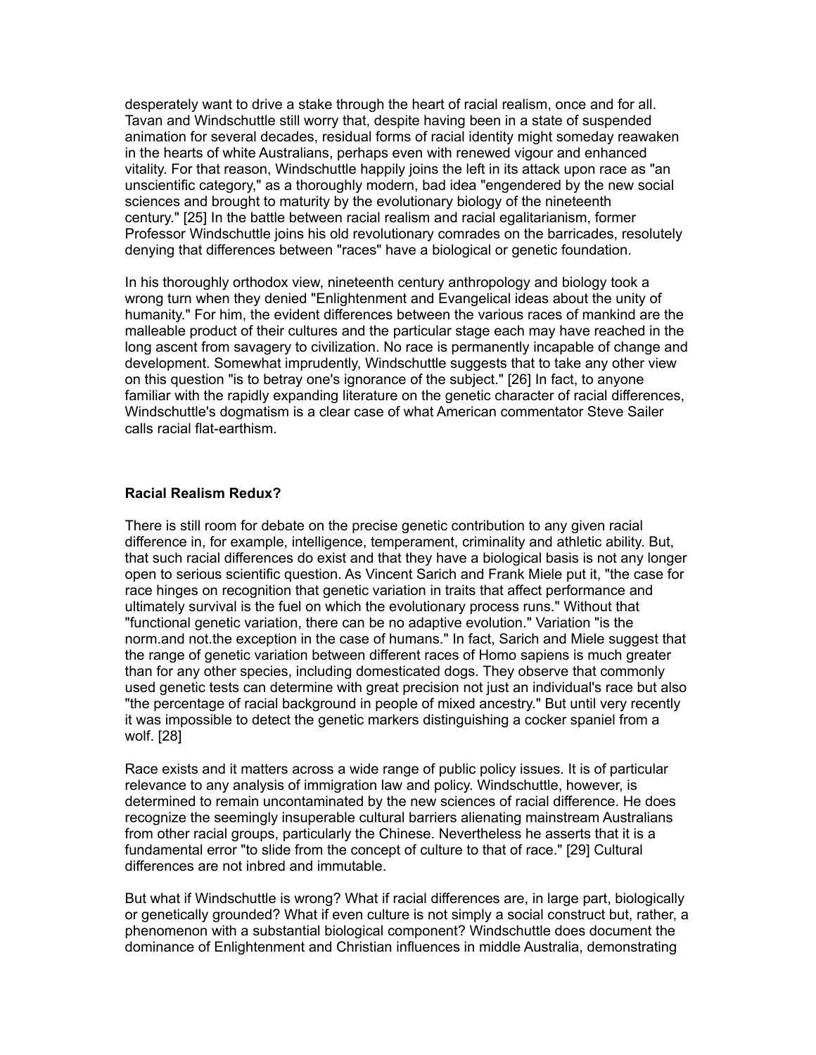desperately want to drive a stake through the heart of racial realism, once and for all. Tavan and Windschuttle still worry that, despite having been in a state of suspended animation for several decades, residual forms of racial identity might someday reawaken in the hearts of white Australians, perhaps even with renewed vigour and enhanced vitality. For that reason, Windschuttle happily joins the left in its attack upon race as "an unscientific category," as a thoroughly modern, bad idea "engendered by the new social sciences and brought to maturity by the evolutionary biology of the nineteenth century." [25] In the battle between racial realism and racial egalitarianism, former Professor Windschuttle joins his old revolutionary comrades on the barricades, resolutely denying that differences between "races" have a biological or genetic foundation.

In his thoroughly orthodox view, nineteenth century anthropology and biology took a wrong turn when they denied "Enlightenment and Evangelical ideas about the unity of humanity." For him, the evident differences between the various races of mankind are the malleable product of their cultures and the particular stage each may have reached in the long ascent from savagery to civilization. No race is permanently incapable of change and development. Somewhat imprudently, Windschuttle suggests that to take any other view on this question "is to betray one's ignorance of the subject." [26] In fact, to anyone familiar with the rapidly expanding literature on the genetic character of racial differences, Windschuttle's dogmatism is a clear case of what American commentator Steve Sailer calls racial flat-earthism.

**Racial Realism Redux?**

There is still room for debate on the precise genetic contribution to any given racial difference in, for example, intelligence, temperament, criminality and athletic ability. But, that such racial differences do exist and that they have a biological basis is not any longer open to serious scientific question. As Vincent Sarich and Frank Miele put it, "the case for race hinges on recognition that genetic variation in traits that affect performance and ultimately survival is the fuel on which the evolutionary process runs." Without that "functional genetic variation, there can be no adaptive evolution." Variation "is the norm.and not.the exception in the case of humans." In fact, Sarich and Miele suggest that the range of genetic variation between different races of Homo sapiens is much greater than for any other species, including domesticated dogs. They observe that commonly used genetic tests can determine with great precision not just an individual's race but also "the percentage of racial background in people of mixed ancestry." But until very recently it was impossible to detect the genetic markers distinguishing a cocker spaniel from a wolf. [28]

Race exists and it matters across a wide range of public policy issues. It is of particular relevance to any analysis of immigration law and policy. Windschuttle, however, is determined to remain uncontaminated by the new sciences of racial difference. He does recognize the seemingly insuperable cultural barriers alienating mainstream Australians from other racial groups, particularly the Chinese. Nevertheless he asserts that it is a fundamental error "to slide from the concept of culture to that of race." [29] Cultural differences are not inbred and immutable.

But what if Windschuttle is wrong? What if racial differences are, in large part, biologically or genetically grounded? What if even culture is not simply a social construct but, rather, a phenomenon with a substantial biological component? Windschuttle does document the dominance of Enlightenment and Christian influences in middle Australia, demonstrating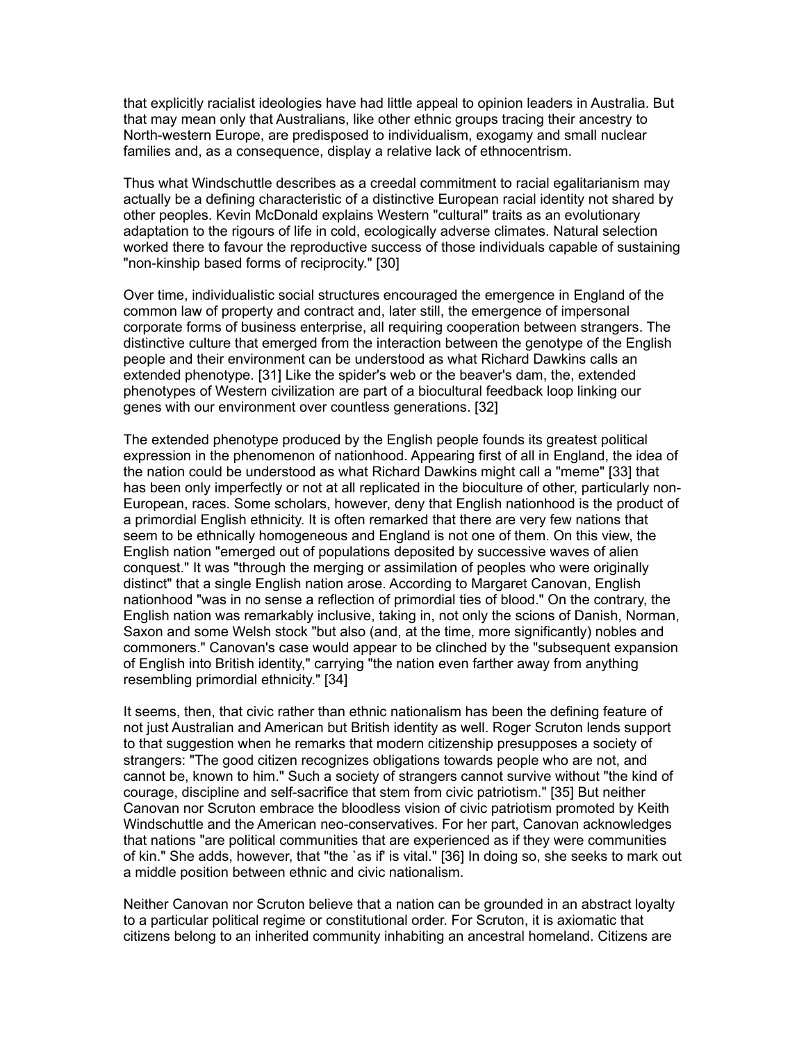that explicitly racialist ideologies have had little appeal to opinion leaders in Australia. But that may mean only that Australians, like other ethnic groups tracing their ancestry to North-western Europe, are predisposed to individualism, exogamy and small nuclear families and, as a consequence, display a relative lack of ethnocentrism.

Thus what Windschuttle describes as a creedal commitment to racial egalitarianism may actually be a defining characteristic of a distinctive European racial identity not shared by other peoples. Kevin McDonald explains Western "cultural" traits as an evolutionary adaptation to the rigours of life in cold, ecologically adverse climates. Natural selection worked there to favour the reproductive success of those individuals capable of sustaining "non-kinship based forms of reciprocity." [30]

Over time, individualistic social structures encouraged the emergence in England of the common law of property and contract and, later still, the emergence of impersonal corporate forms of business enterprise, all requiring cooperation between strangers. The distinctive culture that emerged from the interaction between the genotype of the English people and their environment can be understood as what Richard Dawkins calls an extended phenotype. [31] Like the spider's web or the beaver's dam, the, extended phenotypes of Western civilization are part of a biocultural feedback loop linking our genes with our environment over countless generations. [32]

The extended phenotype produced by the English people founds its greatest political expression in the phenomenon of nationhood. Appearing first of all in England, the idea of the nation could be understood as what Richard Dawkins might call a "meme" [33] that has been only imperfectly or not at all replicated in the bioculture of other, particularly non-European, races. Some scholars, however, deny that English nationhood is the product of a primordial English ethnicity. It is often remarked that there are very few nations that seem to be ethnically homogeneous and England is not one of them. On this view, the English nation "emerged out of populations deposited by successive waves of alien conquest." It was "through the merging or assimilation of peoples who were originally distinct" that a single English nation arose. According to Margaret Canovan, English nationhood "was in no sense a reflection of primordial ties of blood." On the contrary, the English nation was remarkably inclusive, taking in, not only the scions of Danish, Norman, Saxon and some Welsh stock "but also (and, at the time, more significantly) nobles and commoners." Canovan's case would appear to be clinched by the "subsequent expansion of English into British identity," carrying "the nation even farther away from anything resembling primordial ethnicity." [34]

It seems, then, that civic rather than ethnic nationalism has been the defining feature of not just Australian and American but British identity as well. Roger Scruton lends support to that suggestion when he remarks that modern citizenship presupposes a society of strangers: "The good citizen recognizes obligations towards people who are not, and cannot be, known to him." Such a society of strangers cannot survive without "the kind of courage, discipline and self-sacrifice that stem from civic patriotism." [35] But neither Canovan nor Scruton embrace the bloodless vision of civic patriotism promoted by Keith Windschuttle and the American neo-conservatives. For her part, Canovan acknowledges that nations "are political communities that are experienced as if they were communities of kin." She adds, however, that "the `as if' is vital." [36] In doing so, she seeks to mark out a middle position between ethnic and civic nationalism.

Neither Canovan nor Scruton believe that a nation can be grounded in an abstract loyalty to a particular political regime or constitutional order. For Scruton, it is axiomatic that citizens belong to an inherited community inhabiting an ancestral homeland. Citizens are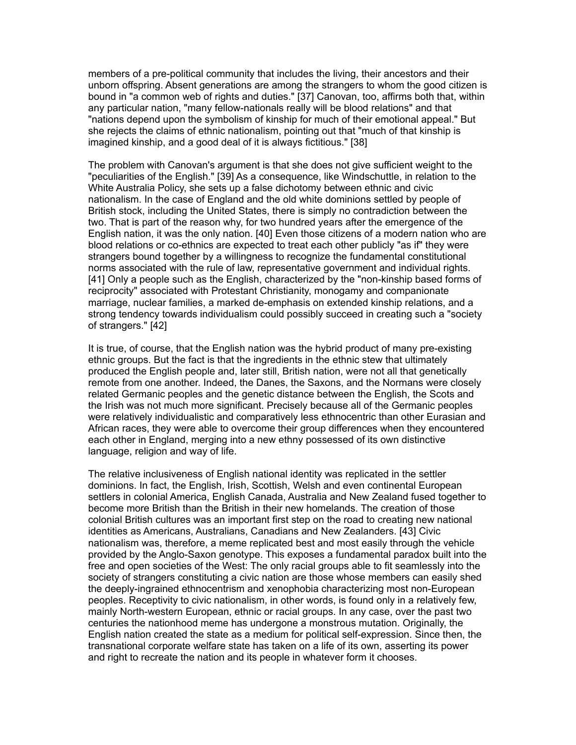members of a pre-political community that includes the living, their ancestors and their unborn offspring. Absent generations are among the strangers to whom the good citizen is bound in "a common web of rights and duties." [37] Canovan, too, affirms both that, within any particular nation, "many fellow-nationals really will be blood relations" and that "nations depend upon the symbolism of kinship for much of their emotional appeal." But she rejects the claims of ethnic nationalism, pointing out that "much of that kinship is imagined kinship, and a good deal of it is always fictitious." [38]

The problem with Canovan's argument is that she does not give sufficient weight to the "peculiarities of the English." [39] As a consequence, like Windschuttle, in relation to the White Australia Policy, she sets up a false dichotomy between ethnic and civic nationalism. In the case of England and the old white dominions settled by people of British stock, including the United States, there is simply no contradiction between the two. That is part of the reason why, for two hundred years after the emergence of the English nation, it was the only nation. [40] Even those citizens of a modern nation who are blood relations or co-ethnics are expected to treat each other publicly "as if" they were strangers bound together by a willingness to recognize the fundamental constitutional norms associated with the rule of law, representative government and individual rights. [41] Only a people such as the English, characterized by the "non-kinship based forms of reciprocity" associated with Protestant Christianity, monogamy and companionate marriage, nuclear families, a marked de-emphasis on extended kinship relations, and a strong tendency towards individualism could possibly succeed in creating such a "society of strangers." [42]

It is true, of course, that the English nation was the hybrid product of many pre-existing ethnic groups. But the fact is that the ingredients in the ethnic stew that ultimately produced the English people and, later still, British nation, were not all that genetically remote from one another. Indeed, the Danes, the Saxons, and the Normans were closely related Germanic peoples and the genetic distance between the English, the Scots and the Irish was not much more significant. Precisely because all of the Germanic peoples were relatively individualistic and comparatively less ethnocentric than other Eurasian and African races, they were able to overcome their group differences when they encountered each other in England, merging into a new ethny possessed of its own distinctive language, religion and way of life.

The relative inclusiveness of English national identity was replicated in the settler dominions. In fact, the English, Irish, Scottish, Welsh and even continental European settlers in colonial America, English Canada, Australia and New Zealand fused together to become more British than the British in their new homelands. The creation of those colonial British cultures was an important first step on the road to creating new national identities as Americans, Australians, Canadians and New Zealanders. [43] Civic nationalism was, therefore, a meme replicated best and most easily through the vehicle provided by the Anglo-Saxon genotype. This exposes a fundamental paradox built into the free and open societies of the West: The only racial groups able to fit seamlessly into the society of strangers constituting a civic nation are those whose members can easily shed the deeply-ingrained ethnocentrism and xenophobia characterizing most non-European peoples. Receptivity to civic nationalism, in other words, is found only in a relatively few, mainly North-western European, ethnic or racial groups. In any case, over the past two centuries the nationhood meme has undergone a monstrous mutation. Originally, the English nation created the state as a medium for political self-expression. Since then, the transnational corporate welfare state has taken on a life of its own, asserting its power and right to recreate the nation and its people in whatever form it chooses.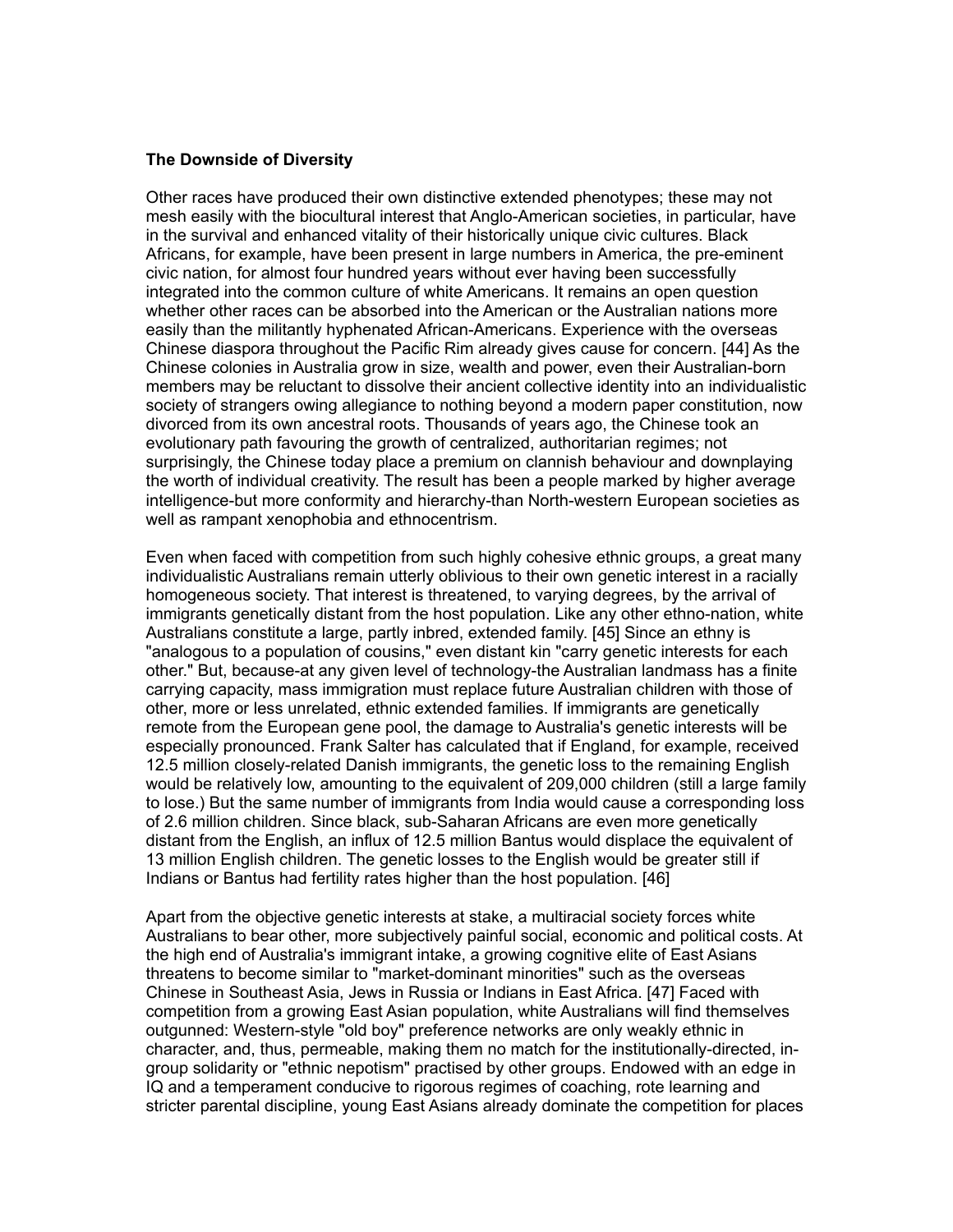**The Downside of Diversity**

Other races have produced their own distinctive extended phenotypes; these may not mesh easily with the biocultural interest that Anglo-American societies, in particular, have in the survival and enhanced vitality of their historically unique civic cultures. Black Africans, for example, have been present in large numbers in America, the pre-eminent civic nation, for almost four hundred years without ever having been successfully integrated into the common culture of white Americans. It remains an open question whether other races can be absorbed into the American or the Australian nations more easily than the militantly hyphenated African-Americans. Experience with the overseas Chinese diaspora throughout the Pacific Rim already gives cause for concern. [44] As the Chinese colonies in Australia grow in size, wealth and power, even their Australian-born members may be reluctant to dissolve their ancient collective identity into an individualistic society of strangers owing allegiance to nothing beyond a modern paper constitution, now divorced from its own ancestral roots. Thousands of years ago, the Chinese took an evolutionary path favouring the growth of centralized, authoritarian regimes; not surprisingly, the Chinese today place a premium on clannish behaviour and downplaying the worth of individual creativity. The result has been a people marked by higher average intelligence-but more conformity and hierarchy-than North-western European societies as well as rampant xenophobia and ethnocentrism.

Even when faced with competition from such highly cohesive ethnic groups, a great many individualistic Australians remain utterly oblivious to their own genetic interest in a racially homogeneous society. That interest is threatened, to varying degrees, by the arrival of immigrants genetically distant from the host population. Like any other ethno-nation, white Australians constitute a large, partly inbred, extended family. [45] Since an ethny is "analogous to a population of cousins," even distant kin "carry genetic interests for each other." But, because-at any given level of technology-the Australian landmass has a finite carrying capacity, mass immigration must replace future Australian children with those of other, more or less unrelated, ethnic extended families. If immigrants are genetically remote from the European gene pool, the damage to Australia's genetic interests will be especially pronounced. Frank Salter has calculated that if England, for example, received 12.5 million closely-related Danish immigrants, the genetic loss to the remaining English would be relatively low, amounting to the equivalent of 209,000 children (still a large family to lose.) But the same number of immigrants from India would cause a corresponding loss of 2.6 million children. Since black, sub-Saharan Africans are even more genetically distant from the English, an influx of 12.5 million Bantus would displace the equivalent of 13 million English children. The genetic losses to the English would be greater still if Indians or Bantus had fertility rates higher than the host population. [46]

Apart from the objective genetic interests at stake, a multiracial society forces white Australians to bear other, more subjectively painful social, economic and political costs. At the high end of Australia's immigrant intake, a growing cognitive elite of East Asians threatens to become similar to "market-dominant minorities" such as the overseas Chinese in Southeast Asia, Jews in Russia or Indians in East Africa. [47] Faced with competition from a growing East Asian population, white Australians will find themselves outgunned: Western-style "old boy" preference networks are only weakly ethnic in character, and, thus, permeable, making them no match for the institutionally-directed, in-group solidarity or "ethnic nepotism" practised by other groups. Endowed with an edge in IQ and a temperament conducive to rigorous regimes of coaching, rote learning and stricter parental discipline, young East Asians already dominate the competition for places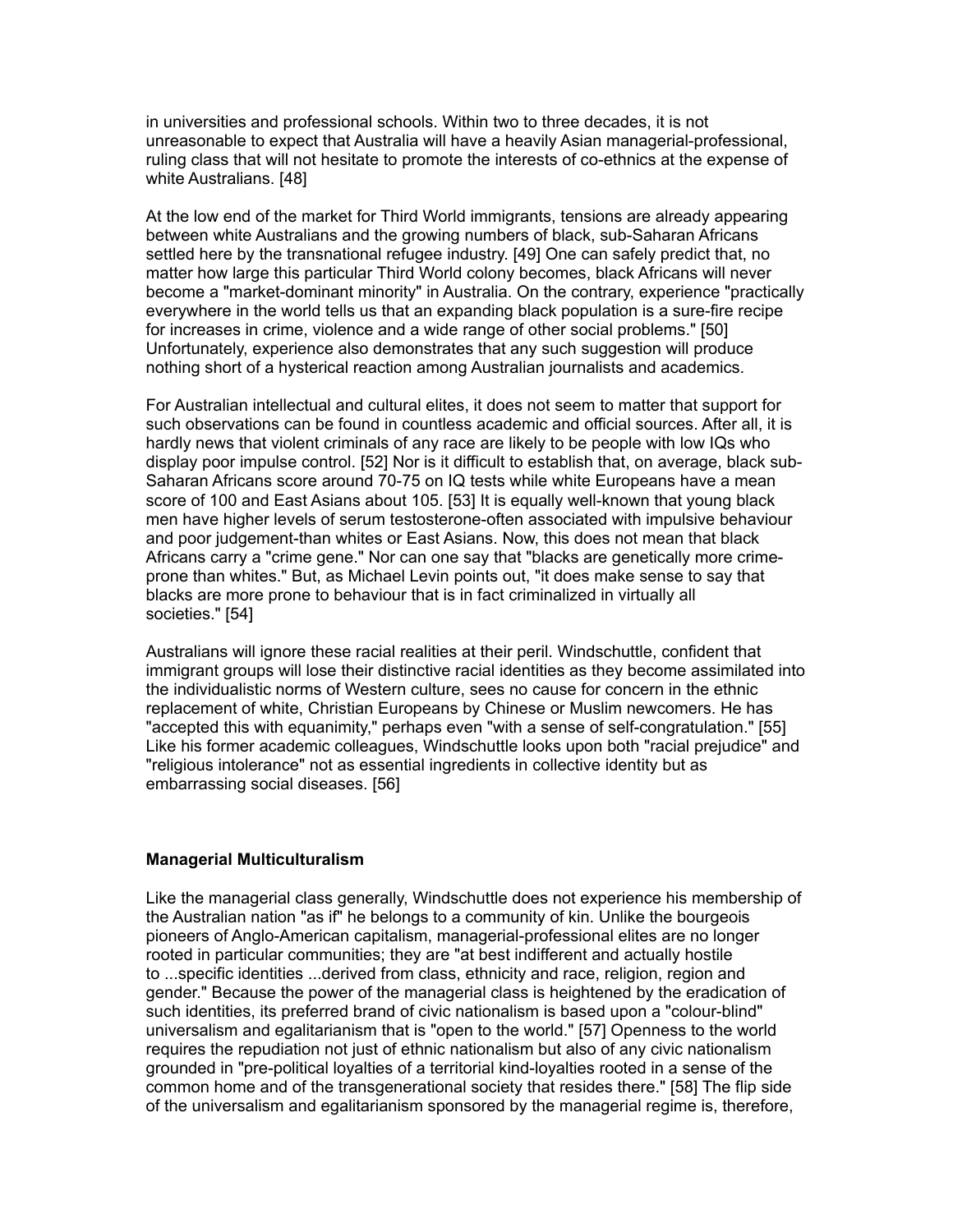in universities and professional schools. Within two to three decades, it is not unreasonable to expect that Australia will have a heavily Asian managerial-professional, ruling class that will not hesitate to promote the interests of co-ethnics at the expense of white Australians. [48]

At the low end of the market for Third World immigrants, tensions are already appearing between white Australians and the growing numbers of black, sub-Saharan Africans settled here by the transnational refugee industry. [49] One can safely predict that, no matter how large this particular Third World colony becomes, black Africans will never become a "market-dominant minority" in Australia. On the contrary, experience "practically everywhere in the world tells us that an expanding black population is a sure-fire recipe for increases in crime, violence and a wide range of other social problems." [50] Unfortunately, experience also demonstrates that any such suggestion will produce nothing short of a hysterical reaction among Australian journalists and academics.

For Australian intellectual and cultural elites, it does not seem to matter that support for such observations can be found in countless academic and official sources. After all, it is hardly news that violent criminals of any race are likely to be people with low IQs who display poor impulse control. [52] Nor is it difficult to establish that, on average, black sub-Saharan Africans score around 70-75 on IQ tests while white Europeans have a mean score of 100 and East Asians about 105. [53] It is equally well-known that young black men have higher levels of serum testosterone-often associated with impulsive behaviour and poor judgement-than whites or East Asians. Now, this does not mean that black Africans carry a "crime gene." Nor can one say that "blacks are genetically more crime-prone than whites." But, as Michael Levin points out, "it does make sense to say that blacks are more prone to behaviour that is in fact criminalized in virtually all societies." [54]

Australians will ignore these racial realities at their peril. Windschuttle, confident that immigrant groups will lose their distinctive racial identities as they become assimilated into the individualistic norms of Western culture, sees no cause for concern in the ethnic replacement of white, Christian Europeans by Chinese or Muslim newcomers. He has "accepted this with equanimity," perhaps even "with a sense of self-congratulation." [55] Like his former academic colleagues, Windschuttle looks upon both "racial prejudice" and "religious intolerance" not as essential ingredients in collective identity but as embarrassing social diseases. [56]

## Managerial Multiculturalism

Like the managerial class generally, Windschuttle does not experience his membership of the Australian nation "as if" he belongs to a community of kin. Unlike the bourgeois pioneers of Anglo-American capitalism, managerial-professional elites are no longer rooted in particular communities; they are "at best indifferent and actually hostile to ...specific identities ...derived from class, ethnicity and race, religion, region and gender." Because the power of the managerial class is heightened by the eradication of such identities, its preferred brand of civic nationalism is based upon a "colour-blind" universalism and egalitarianism that is "open to the world." [57] Openness to the world requires the repudiation not just of ethnic nationalism but also of any civic nationalism grounded in "pre-political loyalties of a territorial kind-loyalties rooted in a sense of the common home and of the transgenerational society that resides there." [58] The flip side of the universalism and egalitarianism sponsored by the managerial regime is, therefore,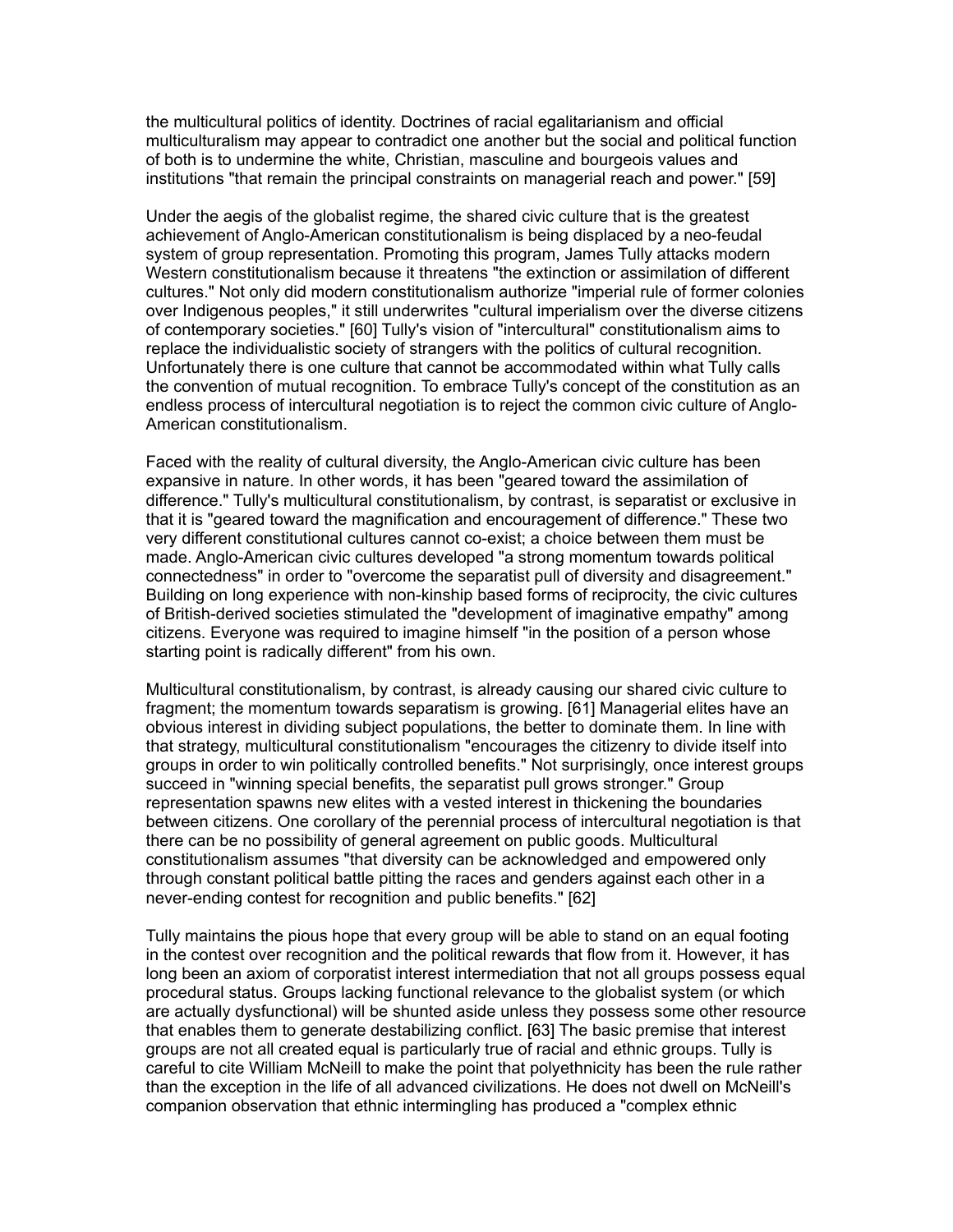the multicultural politics of identity. Doctrines of racial egalitarianism and official multiculturalism may appear to contradict one another but the social and political function of both is to undermine the white, Christian, masculine and bourgeois values and institutions "that remain the principal constraints on managerial reach and power." [59]

Under the aegis of the globalist regime, the shared civic culture that is the greatest achievement of Anglo-American constitutionalism is being displaced by a neo-feudal system of group representation. Promoting this program, James Tully attacks modern Western constitutionalism because it threatens "the extinction or assimilation of different cultures." Not only did modern constitutionalism authorize "imperial rule of former colonies over Indigenous peoples," it still underwrites "cultural imperialism over the diverse citizens of contemporary societies." [60] Tully's vision of "intercultural" constitutionalism aims to replace the individualistic society of strangers with the politics of cultural recognition. Unfortunately there is one culture that cannot be accommodated within what Tully calls the convention of mutual recognition. To embrace Tully's concept of the constitution as an endless process of intercultural negotiation is to reject the common civic culture of Anglo-American constitutionalism.

Faced with the reality of cultural diversity, the Anglo-American civic culture has been expansive in nature. In other words, it has been "geared toward the assimilation of difference." Tully's multicultural constitutionalism, by contrast, is separatist or exclusive in that it is "geared toward the magnification and encouragement of difference." These two very different constitutional cultures cannot co-exist; a choice between them must be made. Anglo-American civic cultures developed "a strong momentum towards political connectedness" in order to "overcome the separatist pull of diversity and disagreement." Building on long experience with non-kinship based forms of reciprocity, the civic cultures of British-derived societies stimulated the "development of imaginative empathy" among citizens. Everyone was required to imagine himself "in the position of a person whose starting point is radically different" from his own.

Multicultural constitutionalism, by contrast, is already causing our shared civic culture to fragment; the momentum towards separatism is growing. [61] Managerial elites have an obvious interest in dividing subject populations, the better to dominate them. In line with that strategy, multicultural constitutionalism "encourages the citizenry to divide itself into groups in order to win politically controlled benefits." Not surprisingly, once interest groups succeed in "winning special benefits, the separatist pull grows stronger." Group representation spawns new elites with a vested interest in thickening the boundaries between citizens. One corollary of the perennial process of intercultural negotiation is that there can be no possibility of general agreement on public goods. Multicultural constitutionalism assumes "that diversity can be acknowledged and empowered only through constant political battle pitting the races and genders against each other in a never-ending contest for recognition and public benefits." [62]

Tully maintains the pious hope that every group will be able to stand on an equal footing in the contest over recognition and the political rewards that flow from it. However, it has long been an axiom of corporatist interest intermediation that not all groups possess equal procedural status. Groups lacking functional relevance to the globalist system (or which are actually dysfunctional) will be shunted aside unless they possess some other resource that enables them to generate destabilizing conflict. [63] The basic premise that interest groups are not all created equal is particularly true of racial and ethnic groups. Tully is careful to cite William McNeill to make the point that polyethnicity has been the rule rather than the exception in the life of all advanced civilizations. He does not dwell on McNeill's companion observation that ethnic intermingling has produced a "complex ethnic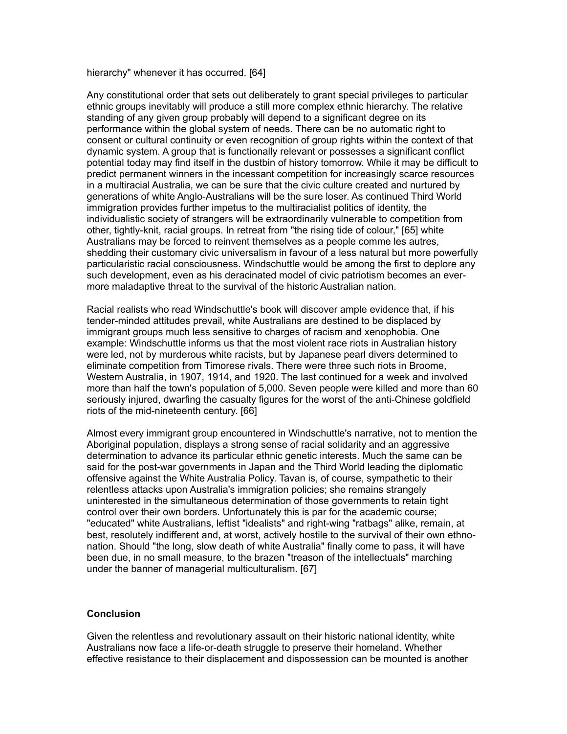hierarchy" whenever it has occurred. [64]

Any constitutional order that sets out deliberately to grant special privileges to particular ethnic groups inevitably will produce a still more complex ethnic hierarchy. The relative standing of any given group probably will depend to a significant degree on its performance within the global system of needs. There can be no automatic right to consent or cultural continuity or even recognition of group rights within the context of that dynamic system. A group that is functionally relevant or possesses a significant conflict potential today may find itself in the dustbin of history tomorrow. While it may be difficult to predict permanent winners in the incessant competition for increasingly scarce resources in a multiracial Australia, we can be sure that the civic culture created and nurtured by generations of white Anglo-Australians will be the sure loser. As continued Third World immigration provides further impetus to the multiracialist politics of identity, the individualistic society of strangers will be extraordinarily vulnerable to competition from other, tightly-knit, racial groups. In retreat from "the rising tide of colour," [65] white Australians may be forced to reinvent themselves as a people comme les autres, shedding their customary civic universalism in favour of a less natural but more powerfully particularistic racial consciousness. Windschuttle would be among the first to deplore any such development, even as his deracinated model of civic patriotism becomes an ever-more maladaptive threat to the survival of the historic Australian nation.

Racial realists who read Windschuttle's book will discover ample evidence that, if his tender-minded attitudes prevail, white Australians are destined to be displaced by immigrant groups much less sensitive to charges of racism and xenophobia. One example: Windschuttle informs us that the most violent race riots in Australian history were led, not by murderous white racists, but by Japanese pearl divers determined to eliminate competition from Timorese rivals. There were three such riots in Broome, Western Australia, in 1907, 1914, and 1920. The last continued for a week and involved more than half the town's population of 5,000. Seven people were killed and more than 60 seriously injured, dwarfing the casualty figures for the worst of the anti-Chinese goldfield riots of the mid-nineteenth century. [66]

Almost every immigrant group encountered in Windschuttle's narrative, not to mention the Aboriginal population, displays a strong sense of racial solidarity and an aggressive determination to advance its particular ethnic genetic interests. Much the same can be said for the post-war governments in Japan and the Third World leading the diplomatic offensive against the White Australia Policy. Tavan is, of course, sympathetic to their relentless attacks upon Australia's immigration policies; she remains strangely uninterested in the simultaneous determination of those governments to retain tight control over their own borders. Unfortunately this is par for the academic course; "educated" white Australians, leftist "idealists" and right-wing "ratbags" alike, remain, at best, resolutely indifferent and, at worst, actively hostile to the survival of their own ethno-nation. Should "the long, slow death of white Australia" finally come to pass, it will have been due, in no small measure, to the brazen "treason of the intellectuals" marching under the banner of managerial multiculturalism. [67]

## Conclusion

Given the relentless and revolutionary assault on their historic national identity, white Australians now face a life-or-death struggle to preserve their homeland. Whether effective resistance to their displacement and dispossession can be mounted is another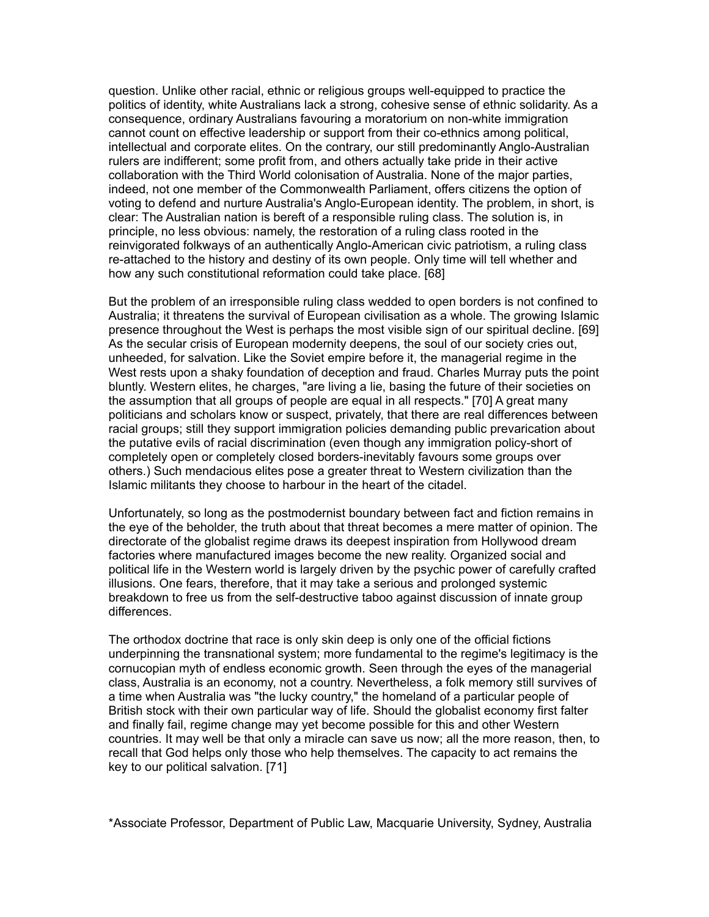question. Unlike other racial, ethnic or religious groups well-equipped to practice the politics of identity, white Australians lack a strong, cohesive sense of ethnic solidarity. As a consequence, ordinary Australians favouring a moratorium on non-white immigration cannot count on effective leadership or support from their co-ethnics among political, intellectual and corporate elites. On the contrary, our still predominantly Anglo-Australian rulers are indifferent; some profit from, and others actually take pride in their active collaboration with the Third World colonisation of Australia. None of the major parties, indeed, not one member of the Commonwealth Parliament, offers citizens the option of voting to defend and nurture Australia's Anglo-European identity. The problem, in short, is clear: The Australian nation is bereft of a responsible ruling class. The solution is, in principle, no less obvious: namely, the restoration of a ruling class rooted in the reinvigorated folkways of an authentically Anglo-American civic patriotism, a ruling class re-attached to the history and destiny of its own people. Only time will tell whether and how any such constitutional reformation could take place. [68]

But the problem of an irresponsible ruling class wedded to open borders is not confined to Australia; it threatens the survival of European civilisation as a whole. The growing Islamic presence throughout the West is perhaps the most visible sign of our spiritual decline. [69] As the secular crisis of European modernity deepens, the soul of our society cries out, unheeded, for salvation. Like the Soviet empire before it, the managerial regime in the West rests upon a shaky foundation of deception and fraud. Charles Murray puts the point bluntly. Western elites, he charges, "are living a lie, basing the future of their societies on the assumption that all groups of people are equal in all respects." [70] A great many politicians and scholars know or suspect, privately, that there are real differences between racial groups; still they support immigration policies demanding public prevarication about the putative evils of racial discrimination (even though any immigration policy-short of completely open or completely closed borders-inevitably favours some groups over others.) Such mendacious elites pose a greater threat to Western civilization than the Islamic militants they choose to harbour in the heart of the citadel.

Unfortunately, so long as the postmodernist boundary between fact and fiction remains in the eye of the beholder, the truth about that threat becomes a mere matter of opinion. The directorate of the globalist regime draws its deepest inspiration from Hollywood dream factories where manufactured images become the new reality. Organized social and political life in the Western world is largely driven by the psychic power of carefully crafted illusions. One fears, therefore, that it may take a serious and prolonged systemic breakdown to free us from the self-destructive taboo against discussion of innate group differences.

The orthodox doctrine that race is only skin deep is only one of the official fictions underpinning the transnational system; more fundamental to the regime's legitimacy is the cornucopian myth of endless economic growth. Seen through the eyes of the managerial class, Australia is an economy, not a country. Nevertheless, a folk memory still survives of a time when Australia was "the lucky country," the homeland of a particular people of British stock with their own particular way of life. Should the globalist economy first falter and finally fail, regime change may yet become possible for this and other Western countries. It may well be that only a miracle can save us now; all the more reason, then, to recall that God helps only those who help themselves. The capacity to act remains the key to our political salvation. [71]

*Associate Professor, Department of Public Law, Macquarie University, Sydney, Australia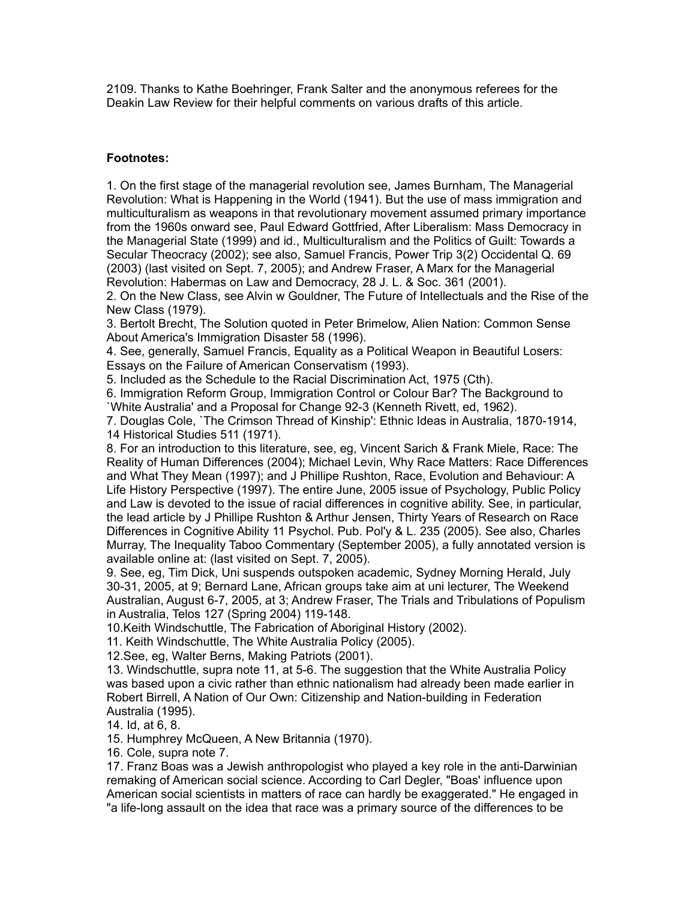2109. Thanks to Kathe Boehringer, Frank Salter and the anonymous referees for the Deakin Law Review for their helpful comments on various drafts of this article.

**Footnotes:**

1. On the first stage of the managerial revolution see, James Burnham, The Managerial Revolution: What is Happening in the World (1941). But the use of mass immigration and multiculturalism as weapons in that revolutionary movement assumed primary importance from the 1960s onward see, Paul Edward Gottfried, After Liberalism: Mass Democracy in the Managerial State (1999) and id., Multiculturalism and the Politics of Guilt: Towards a Secular Theocracy (2002); see also, Samuel Francis, Power Trip 3(2) Occidental Q. 69 (2003) (last visited on Sept. 7, 2005); and Andrew Fraser, A Marx for the Managerial Revolution: Habermas on Law and Democracy, 28 J. L. & Soc. 361 (2001).
2. On the New Class, see Alvin w Gouldner, The Future of Intellectuals and the Rise of the New Class (1979).
3. Bertolt Brecht, The Solution quoted in Peter Brimelow, Alien Nation: Common Sense About America's Immigration Disaster 58 (1996).
4. See, generally, Samuel Francis, Equality as a Political Weapon in Beautiful Losers: Essays on the Failure of American Conservatism (1993).
5. Included as the Schedule to the Racial Discrimination Act, 1975 (Cth).
6. Immigration Reform Group, Immigration Control or Colour Bar? The Background to `White Australia' and a Proposal for Change 92-3 (Kenneth Rivett, ed, 1962).
7. Douglas Cole, `The Crimson Thread of Kinship': Ethnic Ideas in Australia, 1870-1914, 14 Historical Studies 511 (1971).
8. For an introduction to this literature, see, eg, Vincent Sarich & Frank Miele, Race: The Reality of Human Differences (2004); Michael Levin, Why Race Matters: Race Differences and What They Mean (1997); and J Phillipe Rushton, Race, Evolution and Behaviour: A Life History Perspective (1997). The entire June, 2005 issue of Psychology, Public Policy and Law is devoted to the issue of racial differences in cognitive ability. See, in particular, the lead article by J Phillipe Rushton & Arthur Jensen, Thirty Years of Research on Race Differences in Cognitive Ability 11 Psychol. Pub. Pol'y & L. 235 (2005). See also, Charles Murray, The Inequality Taboo Commentary (September 2005), a fully annotated version is available online at: (last visited on Sept. 7, 2005).
9. See, eg, Tim Dick, Uni suspends outspoken academic, Sydney Morning Herald, July 30-31, 2005, at 9; Bernard Lane, African groups take aim at uni lecturer, The Weekend Australian, August 6-7, 2005, at 3; Andrew Fraser, The Trials and Tribulations of Populism in Australia, Telos 127 (Spring 2004) 119-148.
10. Keith Windschuttle, The Fabrication of Aboriginal History (2002).
11. Keith Windschuttle, The White Australia Policy (2005).
12. See, eg, Walter Berns, Making Patriots (2001).
13. Windschuttle, supra note 11, at 5-6. The suggestion that the White Australia Policy was based upon a civic rather than ethnic nationalism had already been made earlier in Robert Birrell, A Nation of Our Own: Citizenship and Nation-building in Federation Australia (1995).
14. Id, at 6, 8.
15. Humphrey McQueen, A New Britannia (1970).
16. Cole, supra note 7.
17. Franz Boas was a Jewish anthropologist who played a key role in the anti-Darwinian remaking of American social science. According to Carl Degler, "Boas' influence upon American social scientists in matters of race can hardly be exaggerated." He engaged in "a life-long assault on the idea that race was a primary source of the differences to be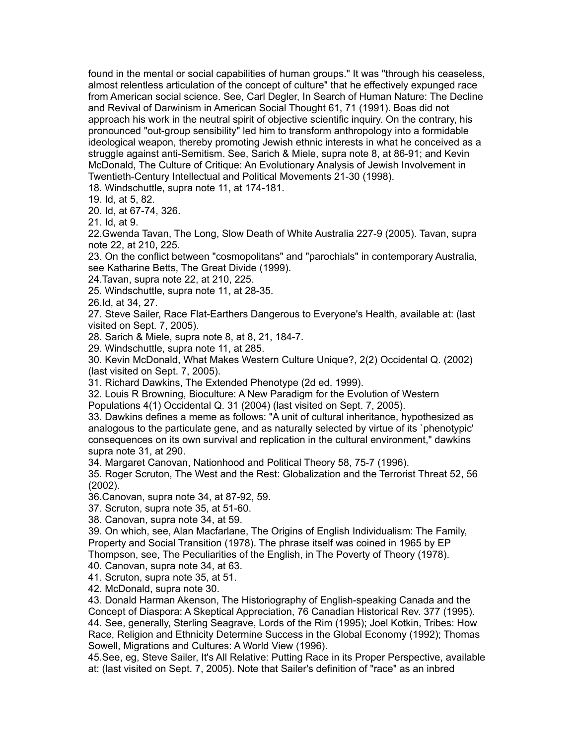found in the mental or social capabilities of human groups." It was "through his ceaseless, almost relentless articulation of the concept of culture" that he effectively expunged race from American social science. See, Carl Degler, In Search of Human Nature: The Decline and Revival of Darwinism in American Social Thought 61, 71 (1991). Boas did not approach his work in the neutral spirit of objective scientific inquiry. On the contrary, his pronounced "out-group sensibility" led him to transform anthropology into a formidable ideological weapon, thereby promoting Jewish ethnic interests in what he conceived as a struggle against anti-Semitism. See, Sarich & Miele, supra note 8, at 86-91; and Kevin McDonald, The Culture of Critique: An Evolutionary Analysis of Jewish Involvement in Twentieth-Century Intellectual and Political Movements 21-30 (1998).

18. Windschuttle, supra note 11, at 174-181.

19. Id, at 5, 82.

20. Id, at 67-74, 326.

21. Id, at 9.

22.Gwenda Tavan, The Long, Slow Death of White Australia 227-9 (2005). Tavan, supra note 22, at 210, 225.

23. On the conflict between "cosmopolitans" and "parochials" in contemporary Australia, see Katharine Betts, The Great Divide (1999).

24.Tavan, supra note 22, at 210, 225.

25. Windschuttle, supra note 11, at 28-35.

26.Id, at 34, 27.

27. Steve Sailer, Race Flat-Earthers Dangerous to Everyone's Health, available at: (last visited on Sept. 7, 2005).

28. Sarich & Miele, supra note 8, at 8, 21, 184-7.

29. Windschuttle, supra note 11, at 285.

30. Kevin McDonald, What Makes Western Culture Unique?, 2(2) Occidental Q. (2002) (last visited on Sept. 7, 2005).

31. Richard Dawkins, The Extended Phenotype (2d ed. 1999).

32. Louis R Browning, Bioculture: A New Paradigm for the Evolution of Western Populations 4(1) Occidental Q. 31 (2004) (last visited on Sept. 7, 2005).

33. Dawkins defines a meme as follows: "A unit of cultural inheritance, hypothesized as analogous to the particulate gene, and as naturally selected by virtue of its `phenotypic' consequences on its own survival and replication in the cultural environment," dawkins supra note 31, at 290.

34. Margaret Canovan, Nationhood and Political Theory 58, 75-7 (1996).

35. Roger Scruton, The West and the Rest: Globalization and the Terrorist Threat 52, 56 (2002).

36.Canovan, supra note 34, at 87-92, 59.

37. Scruton, supra note 35, at 51-60.

38. Canovan, supra note 34, at 59.

39. On which, see, Alan Macfarlane, The Origins of English Individualism: The Family, Property and Social Transition (1978). The phrase itself was coined in 1965 by EP Thompson, see, The Peculiarities of the English, in The Poverty of Theory (1978).

40. Canovan, supra note 34, at 63.

41. Scruton, supra note 35, at 51.

42. McDonald, supra note 30.

43. Donald Harman Akenson, The Historiography of English-speaking Canada and the Concept of Diaspora: A Skeptical Appreciation, 76 Canadian Historical Rev. 377 (1995).

44. See, generally, Sterling Seagrave, Lords of the Rim (1995); Joel Kotkin, Tribes: How Race, Religion and Ethnicity Determine Success in the Global Economy (1992); Thomas Sowell, Migrations and Cultures: A World View (1996).

45.See, eg, Steve Sailer, It's All Relative: Putting Race in its Proper Perspective, available at: (last visited on Sept. 7, 2005). Note that Sailer's definition of "race" as an inbred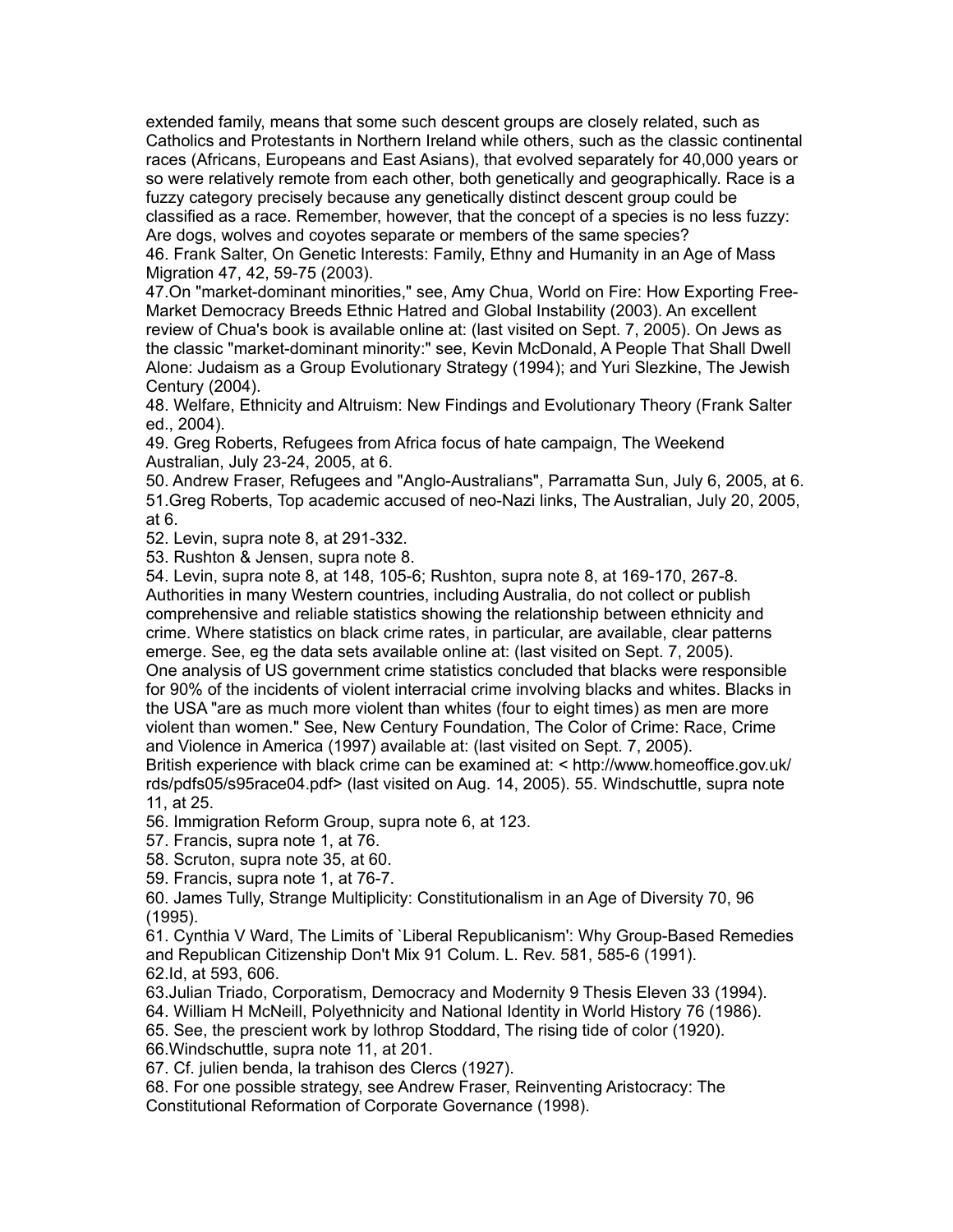extended family, means that some such descent groups are closely related, such as Catholics and Protestants in Northern Ireland while others, such as the classic continental races (Africans, Europeans and East Asians), that evolved separately for 40,000 years or so were relatively remote from each other, both genetically and geographically. Race is a fuzzy category precisely because any genetically distinct descent group could be classified as a race. Remember, however, that the concept of a species is no less fuzzy: Are dogs, wolves and coyotes separate or members of the same species?

46. Frank Salter, On Genetic Interests: Family, Ethny and Humanity in an Age of Mass Migration 47, 42, 59-75 (2003).

47.On "market-dominant minorities," see, Amy Chua, World on Fire: How Exporting Free-Market Democracy Breeds Ethnic Hatred and Global Instability (2003). An excellent review of Chua's book is available online at: (last visited on Sept. 7, 2005). On Jews as the classic "market-dominant minority:" see, Kevin McDonald, A People That Shall Dwell Alone: Judaism as a Group Evolutionary Strategy (1994); and Yuri Slezkine, The Jewish Century (2004).

48. Welfare, Ethnicity and Altruism: New Findings and Evolutionary Theory (Frank Salter ed., 2004).

49. Greg Roberts, Refugees from Africa focus of hate campaign, The Weekend Australian, July 23-24, 2005, at 6.

50. Andrew Fraser, Refugees and "Anglo-Australians", Parramatta Sun, July 6, 2005, at 6.

51.Greg Roberts, Top academic accused of neo-Nazi links, The Australian, July 20, 2005, at 6.

52. Levin, supra note 8, at 291-332.

53. Rushton & Jensen, supra note 8.

54. Levin, supra note 8, at 148, 105-6; Rushton, supra note 8, at 169-170, 267-8. Authorities in many Western countries, including Australia, do not collect or publish comprehensive and reliable statistics showing the relationship between ethnicity and crime. Where statistics on black crime rates, in particular, are available, clear patterns emerge. See, eg the data sets available online at: (last visited on Sept. 7, 2005). One analysis of US government crime statistics concluded that blacks were responsible for 90% of the incidents of violent interracial crime involving blacks and whites. Blacks in the USA "are as much more violent than whites (four to eight times) as men are more violent than women." See, New Century Foundation, The Color of Crime: Race, Crime and Violence in America (1997) available at: (last visited on Sept. 7, 2005). British experience with black crime can be examined at: < http://www.homeoffice.gov.uk/rds/pdfs05/s95race04.pdf> (last visited on Aug. 14, 2005). 55. Windschuttle, supra note 11, at 25.

56. Immigration Reform Group, supra note 6, at 123.

57. Francis, supra note 1, at 76.

58. Scruton, supra note 35, at 60.

59. Francis, supra note 1, at 76-7.

60. James Tully, Strange Multiplicity: Constitutionalism in an Age of Diversity 70, 96 (1995).

61. Cynthia V Ward, The Limits of `Liberal Republicanism': Why Group-Based Remedies and Republican Citizenship Don't Mix 91 Colum. L. Rev. 581, 585-6 (1991).

62.Id, at 593, 606.

63.Julian Triado, Corporatism, Democracy and Modernity 9 Thesis Eleven 33 (1994).

64. William H McNeill, Polyethnicity and National Identity in World History 76 (1986).

65. See, the prescient work by lothrop Stoddard, The rising tide of color (1920).

66.Windschuttle, supra note 11, at 201.

67. Cf. julien benda, la trahison des Clercs (1927).

68. For one possible strategy, see Andrew Fraser, Reinventing Aristocracy: The Constitutional Reformation of Corporate Governance (1998).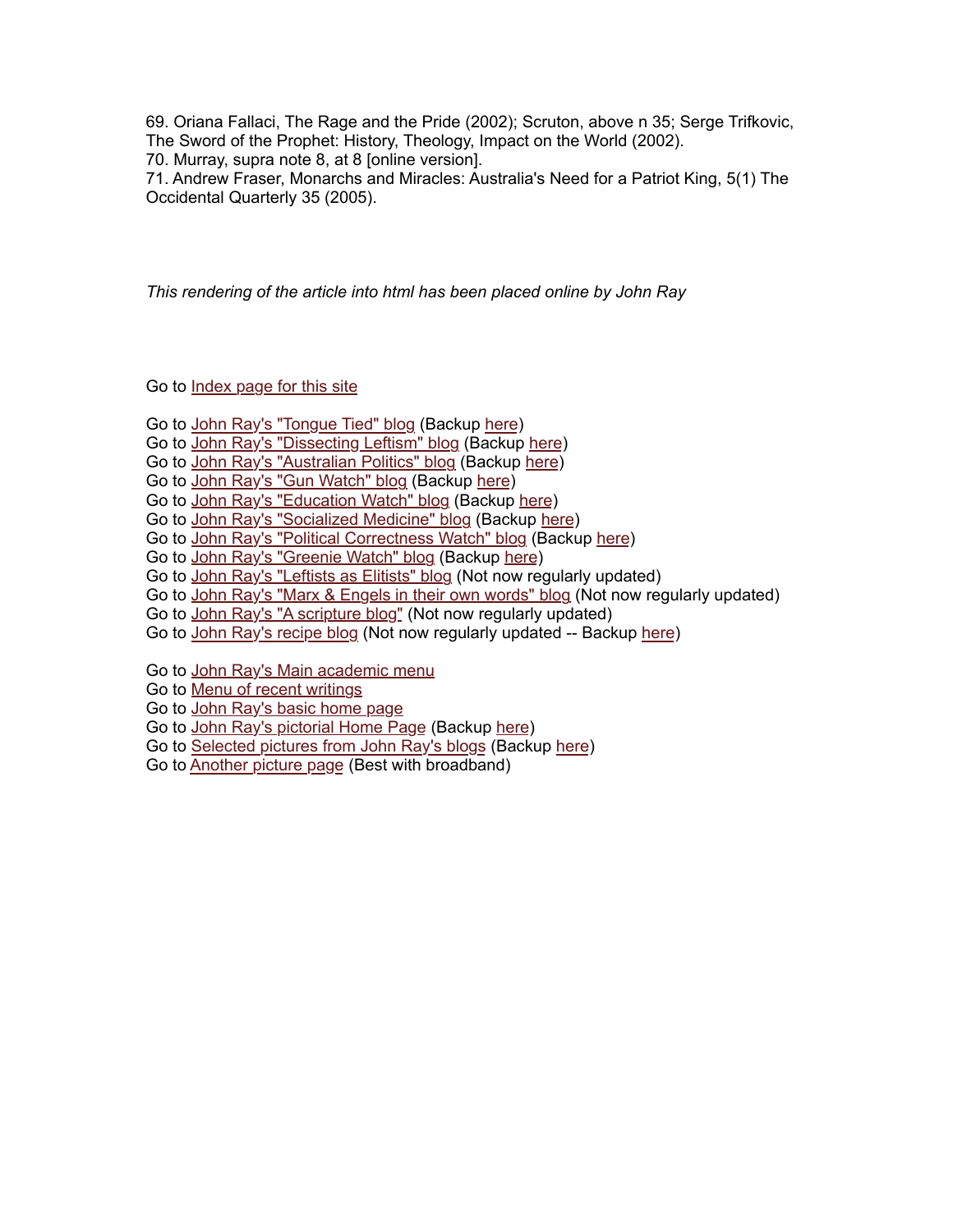69. Oriana Fallaci, The Rage and the Pride (2002); Scruton, above n 35; Serge Trifkovic, The Sword of the Prophet: History, Theology, Impact on the World (2002).
70. Murray, supra note 8, at 8 [online version].
71. Andrew Fraser, Monarchs and Miracles: Australia's Need for a Patriot King, 5(1) The Occidental Quarterly 35 (2005).

*This rendering of the article into html has been placed online by John Ray*

Go to Index page for this site

Go to John Ray's "Tongue Tied" blog (Backup here)
Go to John Ray's "Dissecting Leftism" blog (Backup here)
Go to John Ray's "Australian Politics" blog (Backup here)
Go to John Ray's "Gun Watch" blog (Backup here)
Go to John Ray's "Education Watch" blog (Backup here)
Go to John Ray's "Socialized Medicine" blog (Backup here)
Go to John Ray's "Political Correctness Watch" blog (Backup here)
Go to John Ray's "Greenie Watch" blog (Backup here)
Go to John Ray's "Leftists as Elitists" blog (Not now regularly updated)
Go to John Ray's "Marx & Engels in their own words" blog (Not now regularly updated)
Go to John Ray's "A scripture blog" (Not now regularly updated)
Go to John Ray's recipe blog (Not now regularly updated -- Backup here)

Go to John Ray's Main academic menu
Go to Menu of recent writings
Go to John Ray's basic home page
Go to John Ray's pictorial Home Page (Backup here)
Go to Selected pictures from John Ray's blogs (Backup here)
Go to Another picture page (Best with broadband)